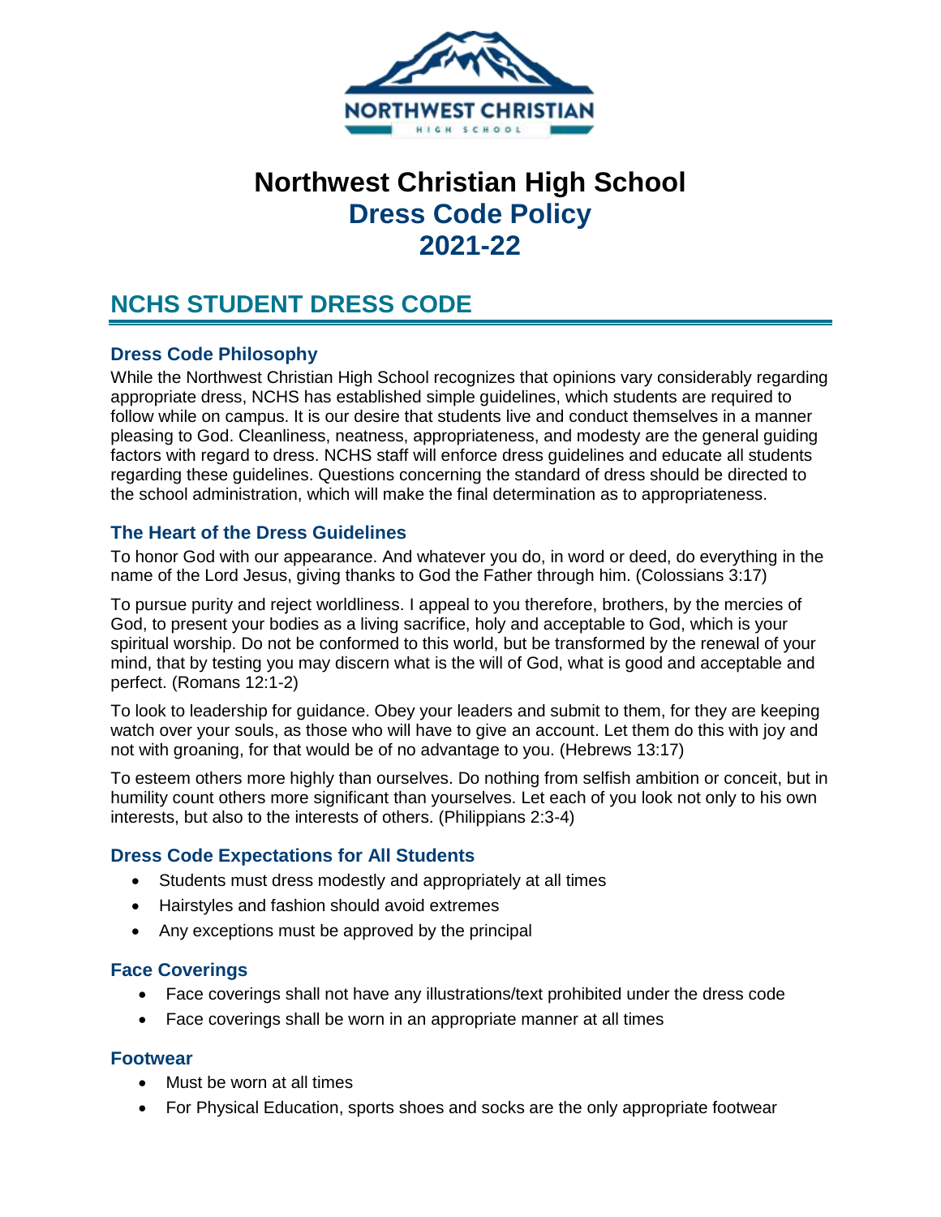# Northwest Christian High School
# Dress Code Policy
# 2021-22

## NCHS STUDENT DRESS CODE

### Dress Code Philosophy

While the Northwest Christian High School recognizes that opinions vary considerably regarding appropriate dress, NCHS has established simple guidelines, which students are required to follow while on campus. It is our desire that students live and conduct themselves in a manner pleasing to God. Cleanliness, neatness, appropriateness, and modesty are the general guiding factors with regard to dress. NCHS staff will enforce dress guidelines and educate all students regarding these guidelines. Questions concerning the standard of dress should be directed to the school administration, which will make the final determination as to appropriateness.

### The Heart of the Dress Guidelines

To honor God with our appearance. And whatever you do, in word or deed, do everything in the name of the Lord Jesus, giving thanks to God the Father through him. (Colossians 3:17)

To pursue purity and reject worldliness. I appeal to you therefore, brothers, by the mercies of God, to present your bodies as a living sacrifice, holy and acceptable to God, which is your spiritual worship. Do not be conformed to this world, but be transformed by the renewal of your mind, that by testing you may discern what is the will of God, what is good and acceptable and perfect. (Romans 12:1-2)

To look to leadership for guidance. Obey your leaders and submit to them, for they are keeping watch over your souls, as those who will have to give an account. Let them do this with joy and not with groaning, for that would be of no advantage to you. (Hebrews 13:17)

To esteem others more highly than ourselves. Do nothing from selfish ambition or conceit, but in humility count others more significant than yourselves. Let each of you look not only to his own interests, but also to the interests of others. (Philippians 2:3-4)

### Dress Code Expectations for All Students

- Students must dress modestly and appropriately at all times
- Hairstyles and fashion should avoid extremes
- Any exceptions must be approved by the principal

### Face Coverings

- Face coverings shall not have any illustrations/text prohibited under the dress code
- Face coverings shall be worn in an appropriate manner at all times

### Footwear

- Must be worn at all times
- For Physical Education, sports shoes and socks are the only appropriate footwear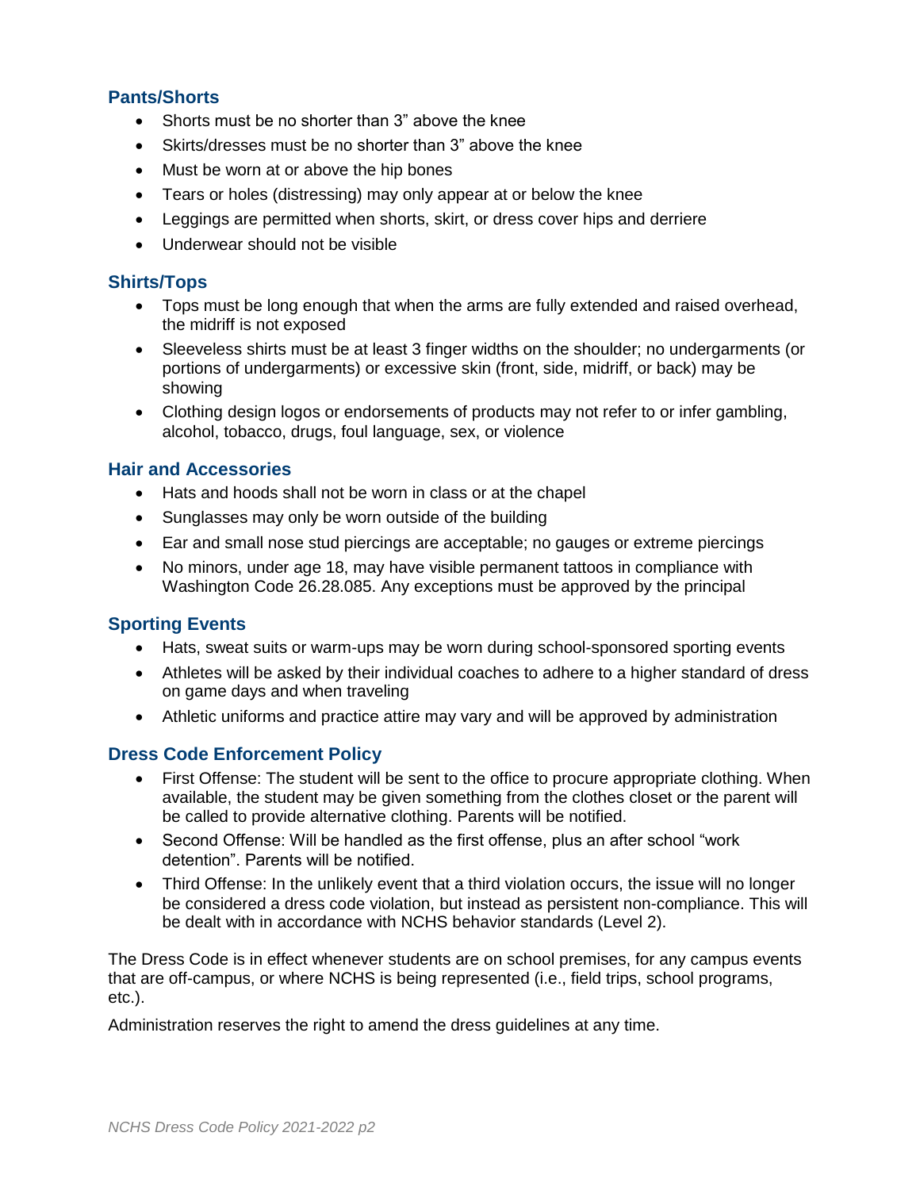### Pants/Shorts

- Shorts must be no shorter than 3" above the knee
- Skirts/dresses must be no shorter than 3" above the knee
- Must be worn at or above the hip bones
- Tears or holes (distressing) may only appear at or below the knee
- Leggings are permitted when shorts, skirt, or dress cover hips and derriere
- Underwear should not be visible

### Shirts/Tops

- Tops must be long enough that when the arms are fully extended and raised overhead, the midriff is not exposed
- Sleeveless shirts must be at least 3 finger widths on the shoulder; no undergarments (or portions of undergarments) or excessive skin (front, side, midriff, or back) may be showing
- Clothing design logos or endorsements of products may not refer to or infer gambling, alcohol, tobacco, drugs, foul language, sex, or violence

### Hair and Accessories

- Hats and hoods shall not be worn in class or at the chapel
- Sunglasses may only be worn outside of the building
- Ear and small nose stud piercings are acceptable; no gauges or extreme piercings
- No minors, under age 18, may have visible permanent tattoos in compliance with Washington Code 26.28.085. Any exceptions must be approved by the principal

### Sporting Events

- Hats, sweat suits or warm-ups may be worn during school-sponsored sporting events
- Athletes will be asked by their individual coaches to adhere to a higher standard of dress on game days and when traveling
- Athletic uniforms and practice attire may vary and will be approved by administration

### Dress Code Enforcement Policy

- First Offense: The student will be sent to the office to procure appropriate clothing. When available, the student may be given something from the clothes closet or the parent will be called to provide alternative clothing. Parents will be notified.
- Second Offense: Will be handled as the first offense, plus an after school "work detention". Parents will be notified.
- Third Offense: In the unlikely event that a third violation occurs, the issue will no longer be considered a dress code violation, but instead as persistent non-compliance. This will be dealt with in accordance with NCHS behavior standards (Level 2).

The Dress Code is in effect whenever students are on school premises, for any campus events that are off-campus, or where NCHS is being represented (i.e., field trips, school programs, etc.).

Administration reserves the right to amend the dress guidelines at any time.